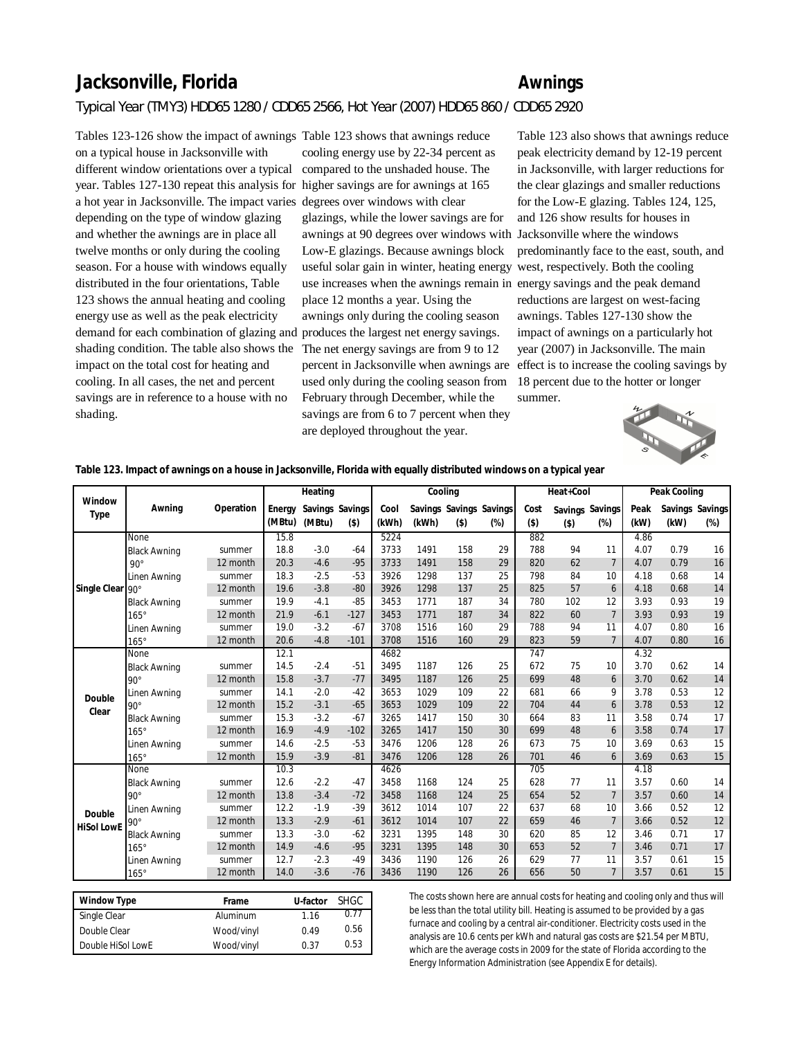# Jacksonville, Florida — Awnings

*Typical Year (TMY3) HDD65 1280 / CDD65 2566, Hot Year (2007) HDD65 860 / CDD65 2920*

Tables 123-126 show the impact of awnings on a typical house in Jacksonville with different window orientations over a typical year. Tables 127-130 repeat this analysis for a hot year in Jacksonville. The impact varies depending on the type of window glazing and whether the awnings are in place all twelve months or only during the cooling season. For a house with windows equally distributed in the four orientations, Table 123 shows the annual heating and cooling energy use as well as the peak electricity demand for each combination of glazing and shading condition. The table also shows the impact on the total cost for heating and cooling. In all cases, the net and percent savings are in reference to a house with no shading.

Table 123 shows that awnings reduce cooling energy use by 22-34 percent as compared to the unshaded house. The higher savings are for awnings at 165 degrees over windows with clear glazings, while the lower savings are for awnings at 90 degrees over windows with Low-E glazings. Because awnings block useful solar gain in winter, heating energy use increases when the awnings remain in place 12 months a year. Using the awnings only during the cooling season produces the largest net energy savings. The net energy savings are from 9 to 12 percent in Jacksonville when awnings are used only during the cooling season from February through December, while the savings are from 6 to 7 percent when they are deployed throughout the year.

Table 123 also shows that awnings reduce peak electricity demand by 12-19 percent in Jacksonville, with larger reductions for the clear glazings and smaller reductions for the Low-E glazing. Tables 124, 125, and 126 show results for houses in Jacksonville where the windows predominantly face to the east, south, and west, respectively. Both the cooling energy savings and the peak demand reductions are largest on west-facing awnings. Tables 127-130 show the impact of awnings on a particularly hot year (2007) in Jacksonville. The main effect is to increase the cooling savings by 18 percent due to the hotter or longer summer.

**Table 123. Impact of awnings on a house in Jacksonville, Florida with equally distributed windows on a typical year**

| Window Type | Awning | Operation | Heating Energy (MBtu) | Heating Savings (MBtu) | Heating Savings ($) | Cooling Cool (kWh) | Cooling Savings (kWh) | Cooling Savings ($) | Cooling Savings (%) | Heat+Cool Cost ($) | Heat+Cool Savings ($) | Heat+Cool Savings (%) | Peak Cooling Peak (kW) | Peak Cooling Savings (kW) | Peak Cooling Savings (%) |
|---|---|---|---|---|---|---|---|---|---|---|---|---|---|---|---|
| Single Clear | None | | 15.8 | | | 5224 | | | | 882 | | | 4.86 | | |
| | Black Awning 90° | summer | 18.8 | -3.0 | -64 | 3733 | 1491 | 158 | 29 | 788 | 94 | 11 | 4.07 | 0.79 | 16 |
| | | 12 month | 20.3 | -4.6 | -95 | 3733 | 1491 | 158 | 29 | 820 | 62 | 7 | 4.07 | 0.79 | 16 |
| | Linen Awning 90° | summer | 18.3 | -2.5 | -53 | 3926 | 1298 | 137 | 25 | 798 | 84 | 10 | 4.18 | 0.68 | 14 |
| | | 12 month | 19.6 | -3.8 | -80 | 3926 | 1298 | 137 | 25 | 825 | 57 | 6 | 4.18 | 0.68 | 14 |
| | Black Awning 165° | summer | 19.9 | -4.1 | -85 | 3453 | 1771 | 187 | 34 | 780 | 102 | 12 | 3.93 | 0.93 | 19 |
| | | 12 month | 21.9 | -6.1 | -127 | 3453 | 1771 | 187 | 34 | 822 | 60 | 7 | 3.93 | 0.93 | 19 |
| | Linen Awning 165° | summer | 19.0 | -3.2 | -67 | 3708 | 1516 | 160 | 29 | 788 | 94 | 11 | 4.07 | 0.80 | 16 |
| | | 12 month | 20.6 | -4.8 | -101 | 3708 | 1516 | 160 | 29 | 823 | 59 | 7 | 4.07 | 0.80 | 16 |
| Double Clear | None | | 12.1 | | | 4682 | | | | 747 | | | 4.32 | | |
| | Black Awning 90° | summer | 14.5 | -2.4 | -51 | 3495 | 1187 | 126 | 25 | 672 | 75 | 10 | 3.70 | 0.62 | 14 |
| | | 12 month | 15.8 | -3.7 | -77 | 3495 | 1187 | 126 | 25 | 699 | 48 | 6 | 3.70 | 0.62 | 14 |
| | Linen Awning 90° | summer | 14.1 | -2.0 | -42 | 3653 | 1029 | 109 | 22 | 681 | 66 | 9 | 3.78 | 0.53 | 12 |
| | | 12 month | 15.2 | -3.1 | -65 | 3653 | 1029 | 109 | 22 | 704 | 44 | 6 | 3.78 | 0.53 | 12 |
| | Black Awning 165° | summer | 15.3 | -3.2 | -67 | 3265 | 1417 | 150 | 30 | 664 | 83 | 11 | 3.58 | 0.74 | 17 |
| | | 12 month | 16.9 | -4.9 | -102 | 3265 | 1417 | 150 | 30 | 699 | 48 | 6 | 3.58 | 0.74 | 17 |
| | Linen Awning 165° | summer | 14.6 | -2.5 | -53 | 3476 | 1206 | 128 | 26 | 673 | 75 | 10 | 3.69 | 0.63 | 15 |
| | | 12 month | 15.9 | -3.9 | -81 | 3476 | 1206 | 128 | 26 | 701 | 46 | 6 | 3.69 | 0.63 | 15 |
| Double HiSol LowE | None | | 10.3 | | | 4626 | | | | 705 | | | 4.18 | | |
| | Black Awning 90° | summer | 12.6 | -2.2 | -47 | 3458 | 1168 | 124 | 25 | 628 | 77 | 11 | 3.57 | 0.60 | 14 |
| | | 12 month | 13.8 | -3.4 | -72 | 3458 | 1168 | 124 | 25 | 654 | 52 | 7 | 3.57 | 0.60 | 14 |
| | Linen Awning 90° | summer | 12.2 | -1.9 | -39 | 3612 | 1014 | 107 | 22 | 637 | 68 | 10 | 3.66 | 0.52 | 12 |
| | | 12 month | 13.3 | -2.9 | -61 | 3612 | 1014 | 107 | 22 | 659 | 46 | 7 | 3.66 | 0.52 | 12 |
| | Black Awning 165° | summer | 13.3 | -3.0 | -62 | 3231 | 1395 | 148 | 30 | 620 | 85 | 12 | 3.46 | 0.71 | 17 |
| | | 12 month | 14.9 | -4.6 | -95 | 3231 | 1395 | 148 | 30 | 653 | 52 | 7 | 3.46 | 0.71 | 17 |
| | Linen Awning 165° | summer | 12.7 | -2.3 | -49 | 3436 | 1190 | 126 | 26 | 629 | 77 | 11 | 3.57 | 0.61 | 15 |
| | | 12 month | 14.0 | -3.6 | -76 | 3436 | 1190 | 126 | 26 | 656 | 50 | 7 | 3.57 | 0.61 | 15 |

| Window Type | Frame | U-factor | SHGC |
|---|---|---|---|
| Single Clear | Aluminum | 1.16 | 0.77 |
| Double Clear | Wood/vinyl | 0.49 | 0.56 |
| Double HiSol LowE | Wood/vinyl | 0.37 | 0.53 |

The costs shown here are annual costs for heating and cooling only and thus will be less than the total utility bill. Heating is assumed to be provided by a gas furnace and cooling by a central air-conditioner. Electricity costs used in the analysis are 10.6 cents per kWh and natural gas costs are $21.54 per MBTU, which are the average costs in 2009 for the state of Florida according to the Energy Information Administration (see Appendix E for details).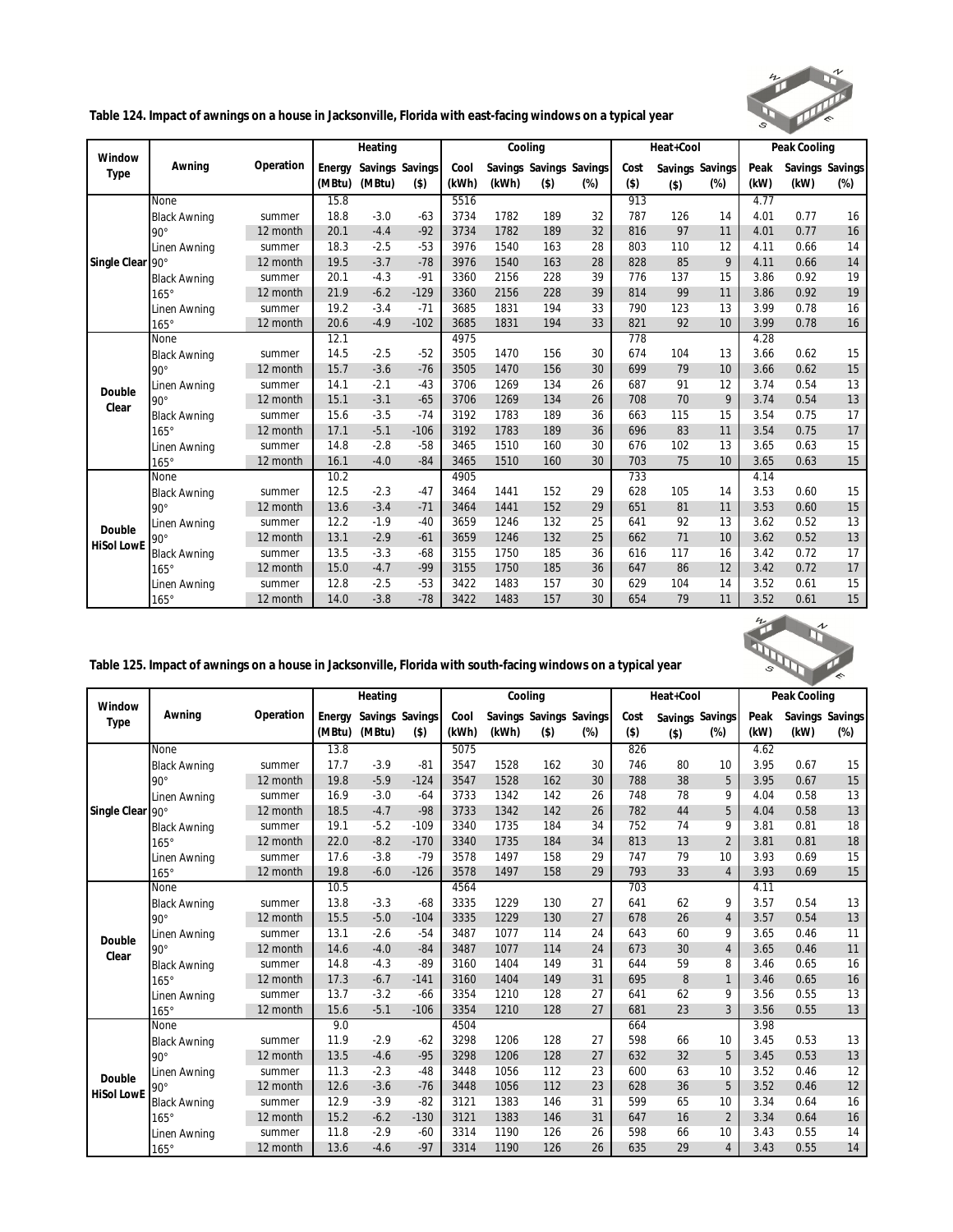**Table 124. Impact of awnings on a house in Jacksonville, Florida with east-facing windows on a typical year**

| Window Type | Awning | Operation | Heating Energy (MBtu) | Heating Savings (MBtu) | Heating Savings ($) | Cool (kWh) | Cooling Savings (kWh) | Cooling Savings ($) | Cooling Savings (%) | Heat+Cool Cost ($) | Heat+Cool Savings ($) | Heat+Cool Savings (%) | Peak Cooling Peak (kW) | Peak Cooling Savings (kW) | Peak Cooling Savings (%) |
|---|---|---|---|---|---|---|---|---|---|---|---|---|---|---|---|
| Single Clear | None | | 15.8 | | | 5516 | | | | 913 | | | 4.77 | | |
| | Black Awning 90° | summer | 18.8 | -3.0 | -63 | 3734 | 1782 | 189 | 32 | 787 | 126 | 14 | 4.01 | 0.77 | 16 |
| | | 12 month | 20.1 | -4.4 | -92 | 3734 | 1782 | 189 | 32 | 816 | 97 | 11 | 4.01 | 0.77 | 16 |
| | Linen Awning 90° | summer | 18.3 | -2.5 | -53 | 3976 | 1540 | 163 | 28 | 803 | 110 | 12 | 4.11 | 0.66 | 14 |
| | | 12 month | 19.5 | -3.7 | -78 | 3976 | 1540 | 163 | 28 | 828 | 85 | 9 | 4.11 | 0.66 | 14 |
| | Black Awning 165° | summer | 20.1 | -4.3 | -91 | 3360 | 2156 | 228 | 39 | 776 | 137 | 15 | 3.86 | 0.92 | 19 |
| | | 12 month | 21.9 | -6.2 | -129 | 3360 | 2156 | 228 | 39 | 814 | 99 | 11 | 3.86 | 0.92 | 19 |
| | Linen Awning 165° | summer | 19.2 | -3.4 | -71 | 3685 | 1831 | 194 | 33 | 790 | 123 | 13 | 3.99 | 0.78 | 16 |
| | | 12 month | 20.6 | -4.9 | -102 | 3685 | 1831 | 194 | 33 | 821 | 92 | 10 | 3.99 | 0.78 | 16 |
| Double Clear | None | | 12.1 | | | 4975 | | | | 778 | | | 4.28 | | |
| | Black Awning 90° | summer | 14.5 | -2.5 | -52 | 3505 | 1470 | 156 | 30 | 674 | 104 | 13 | 3.66 | 0.62 | 15 |
| | | 12 month | 15.7 | -3.6 | -76 | 3505 | 1470 | 156 | 30 | 699 | 79 | 10 | 3.66 | 0.62 | 15 |
| | Linen Awning 90° | summer | 14.1 | -2.1 | -43 | 3706 | 1269 | 134 | 26 | 687 | 91 | 12 | 3.74 | 0.54 | 13 |
| | | 12 month | 15.1 | -3.1 | -65 | 3706 | 1269 | 134 | 26 | 708 | 70 | 9 | 3.74 | 0.54 | 13 |
| | Black Awning 165° | summer | 15.6 | -3.5 | -74 | 3192 | 1783 | 189 | 36 | 663 | 115 | 15 | 3.54 | 0.75 | 17 |
| | | 12 month | 17.1 | -5.1 | -106 | 3192 | 1783 | 189 | 36 | 696 | 83 | 11 | 3.54 | 0.75 | 17 |
| | Linen Awning 165° | summer | 14.8 | -2.8 | -58 | 3465 | 1510 | 160 | 30 | 676 | 102 | 13 | 3.65 | 0.63 | 15 |
| | | 12 month | 16.1 | -4.0 | -84 | 3465 | 1510 | 160 | 30 | 703 | 75 | 10 | 3.65 | 0.63 | 15 |
| Double HiSol LowE | None | | 10.2 | | | 4905 | | | | 733 | | | 4.14 | | |
| | Black Awning 90° | summer | 12.5 | -2.3 | -47 | 3464 | 1441 | 152 | 29 | 628 | 105 | 14 | 3.53 | 0.60 | 15 |
| | | 12 month | 13.6 | -3.4 | -71 | 3464 | 1441 | 152 | 29 | 651 | 81 | 11 | 3.53 | 0.60 | 15 |
| | Linen Awning 90° | summer | 12.2 | -1.9 | -40 | 3659 | 1246 | 132 | 25 | 641 | 92 | 13 | 3.62 | 0.52 | 13 |
| | | 12 month | 13.1 | -2.9 | -61 | 3659 | 1246 | 132 | 25 | 662 | 71 | 10 | 3.62 | 0.52 | 13 |
| | Black Awning 165° | summer | 13.5 | -3.3 | -68 | 3155 | 1750 | 185 | 36 | 616 | 117 | 16 | 3.42 | 0.72 | 17 |
| | | 12 month | 15.0 | -4.7 | -99 | 3155 | 1750 | 185 | 36 | 647 | 86 | 12 | 3.42 | 0.72 | 17 |
| | Linen Awning 165° | summer | 12.8 | -2.5 | -53 | 3422 | 1483 | 157 | 30 | 629 | 104 | 14 | 3.52 | 0.61 | 15 |
| | | 12 month | 14.0 | -3.8 | -78 | 3422 | 1483 | 157 | 30 | 654 | 79 | 11 | 3.52 | 0.61 | 15 |

**Table 125. Impact of awnings on a house in Jacksonville, Florida with south-facing windows on a typical year**

| Window Type | Awning | Operation | Heating Energy (MBtu) | Heating Savings (MBtu) | Heating Savings ($) | Cool (kWh) | Cooling Savings (kWh) | Cooling Savings ($) | Cooling Savings (%) | Heat+Cool Cost ($) | Heat+Cool Savings ($) | Heat+Cool Savings (%) | Peak Cooling Peak (kW) | Peak Cooling Savings (kW) | Peak Cooling Savings (%) |
|---|---|---|---|---|---|---|---|---|---|---|---|---|---|---|---|
| Single Clear | None | | 13.8 | | | 5075 | | | | 826 | | | 4.62 | | |
| | Black Awning 90° | summer | 17.7 | -3.9 | -81 | 3547 | 1528 | 162 | 30 | 746 | 80 | 10 | 3.95 | 0.67 | 15 |
| | | 12 month | 19.8 | -5.9 | -124 | 3547 | 1528 | 162 | 30 | 788 | 38 | 5 | 3.95 | 0.67 | 15 |
| | Linen Awning 90° | summer | 16.9 | -3.0 | -64 | 3733 | 1342 | 142 | 26 | 748 | 78 | 9 | 4.04 | 0.58 | 13 |
| | | 12 month | 18.5 | -4.7 | -98 | 3733 | 1342 | 142 | 26 | 782 | 44 | 5 | 4.04 | 0.58 | 13 |
| | Black Awning 165° | summer | 19.1 | -5.2 | -109 | 3340 | 1735 | 184 | 34 | 752 | 74 | 9 | 3.81 | 0.81 | 18 |
| | | 12 month | 22.0 | -8.2 | -170 | 3340 | 1735 | 184 | 34 | 813 | 13 | 2 | 3.81 | 0.81 | 18 |
| | Linen Awning 165° | summer | 17.6 | -3.8 | -79 | 3578 | 1497 | 158 | 29 | 747 | 79 | 10 | 3.93 | 0.69 | 15 |
| | | 12 month | 19.8 | -6.0 | -126 | 3578 | 1497 | 158 | 29 | 793 | 33 | 4 | 3.93 | 0.69 | 15 |
| Double Clear | None | | 10.5 | | | 4564 | | | | 703 | | | 4.11 | | |
| | Black Awning 90° | summer | 13.8 | -3.3 | -68 | 3335 | 1229 | 130 | 27 | 641 | 62 | 9 | 3.57 | 0.54 | 13 |
| | | 12 month | 15.5 | -5.0 | -104 | 3335 | 1229 | 130 | 27 | 678 | 26 | 4 | 3.57 | 0.54 | 13 |
| | Linen Awning 90° | summer | 13.1 | -2.6 | -54 | 3487 | 1077 | 114 | 24 | 643 | 60 | 9 | 3.65 | 0.46 | 11 |
| | | 12 month | 14.6 | -4.0 | -84 | 3487 | 1077 | 114 | 24 | 673 | 30 | 4 | 3.65 | 0.46 | 11 |
| | Black Awning 165° | summer | 14.8 | -4.3 | -89 | 3160 | 1404 | 149 | 31 | 644 | 59 | 8 | 3.46 | 0.65 | 16 |
| | | 12 month | 17.3 | -6.7 | -141 | 3160 | 1404 | 149 | 31 | 695 | 8 | 1 | 3.46 | 0.65 | 16 |
| | Linen Awning 165° | summer | 13.7 | -3.2 | -66 | 3354 | 1210 | 128 | 27 | 641 | 62 | 9 | 3.56 | 0.55 | 13 |
| | | 12 month | 15.6 | -5.1 | -106 | 3354 | 1210 | 128 | 27 | 681 | 23 | 3 | 3.56 | 0.55 | 13 |
| Double HiSol LowE | None | | 9.0 | | | 4504 | | | | 664 | | | 3.98 | | |
| | Black Awning 90° | summer | 11.9 | -2.9 | -62 | 3298 | 1206 | 128 | 27 | 598 | 66 | 10 | 3.45 | 0.53 | 13 |
| | | 12 month | 13.5 | -4.6 | -95 | 3298 | 1206 | 128 | 27 | 632 | 32 | 5 | 3.45 | 0.53 | 13 |
| | Linen Awning 90° | summer | 11.3 | -2.3 | -48 | 3448 | 1056 | 112 | 23 | 600 | 63 | 10 | 3.52 | 0.46 | 12 |
| | | 12 month | 12.6 | -3.6 | -76 | 3448 | 1056 | 112 | 23 | 628 | 36 | 5 | 3.52 | 0.46 | 12 |
| | Black Awning 165° | summer | 12.9 | -3.9 | -82 | 3121 | 1383 | 146 | 31 | 599 | 65 | 10 | 3.34 | 0.64 | 16 |
| | | 12 month | 15.2 | -6.2 | -130 | 3121 | 1383 | 146 | 31 | 647 | 16 | 2 | 3.34 | 0.64 | 16 |
| | Linen Awning 165° | summer | 11.8 | -2.9 | -60 | 3314 | 1190 | 126 | 26 | 598 | 66 | 10 | 3.43 | 0.55 | 14 |
| | | 12 month | 13.6 | -4.6 | -97 | 3314 | 1190 | 126 | 26 | 635 | 29 | 4 | 3.43 | 0.55 | 14 |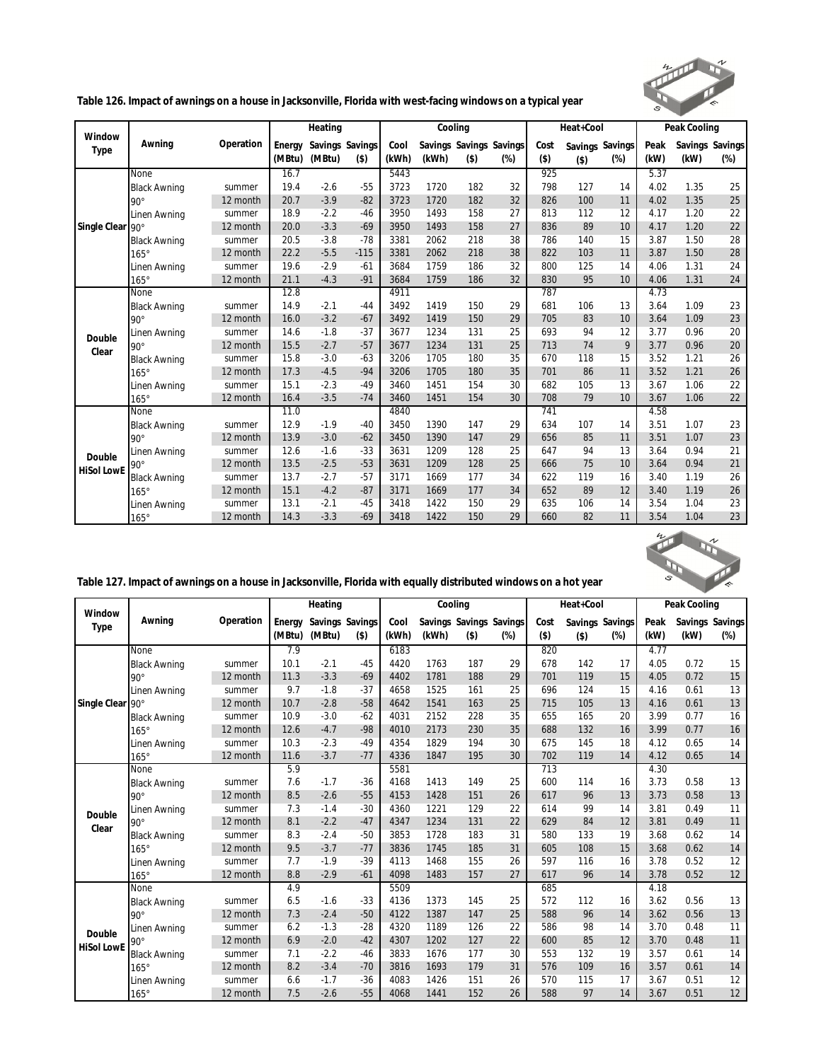**Table 126. Impact of awnings on a house in Jacksonville, Florida with west-facing windows on a typical year**

| Window Type | Awning | Operation | Heating | | | Cooling | | | | Heat+Cool | | | Peak Cooling | | |
|---|---|---|---|---|---|---|---|---|---|---|---|---|---|---|---|
| | | | Energy (MBtu) | Savings (MBtu) | Savings ($) | Cool (kWh) | Savings (kWh) | Savings ($) | Savings (%) | Cost ($) | Savings ($) | Savings (%) | Peak (kW) | Savings (kW) | Savings (%) |
| Single Clear | None | | 16.7 | | | 5443 | | | | 925 | | | 5.37 | | |
| | Black Awning 90° | summer | 19.4 | -2.6 | -55 | 3723 | 1720 | 182 | 32 | 798 | 127 | 14 | 4.02 | 1.35 | 25 |
| | | 12 month | 20.7 | -3.9 | -82 | 3723 | 1720 | 182 | 32 | 826 | 100 | 11 | 4.02 | 1.35 | 25 |
| | Linen Awning 90° | summer | 18.9 | -2.2 | -46 | 3950 | 1493 | 158 | 27 | 813 | 112 | 12 | 4.17 | 1.20 | 22 |
| | | 12 month | 20.0 | -3.3 | -69 | 3950 | 1493 | 158 | 27 | 836 | 89 | 10 | 4.17 | 1.20 | 22 |
| | Black Awning 165° | summer | 20.5 | -3.8 | -78 | 3381 | 2062 | 218 | 38 | 786 | 140 | 15 | 3.87 | 1.50 | 28 |
| | | 12 month | 22.2 | -5.5 | -115 | 3381 | 2062 | 218 | 38 | 822 | 103 | 11 | 3.87 | 1.50 | 28 |
| | Linen Awning 165° | summer | 19.6 | -2.9 | -61 | 3684 | 1759 | 186 | 32 | 800 | 125 | 14 | 4.06 | 1.31 | 24 |
| | | 12 month | 21.1 | -4.3 | -91 | 3684 | 1759 | 186 | 32 | 830 | 95 | 10 | 4.06 | 1.31 | 24 |
| Double Clear | None | | 12.8 | | | 4911 | | | | 787 | | | 4.73 | | |
| | Black Awning 90° | summer | 14.9 | -2.1 | -44 | 3492 | 1419 | 150 | 29 | 681 | 106 | 13 | 3.64 | 1.09 | 23 |
| | | 12 month | 16.0 | -3.2 | -67 | 3492 | 1419 | 150 | 29 | 705 | 83 | 10 | 3.64 | 1.09 | 23 |
| | Linen Awning 90° | summer | 14.6 | -1.8 | -37 | 3677 | 1234 | 131 | 25 | 693 | 94 | 12 | 3.77 | 0.96 | 20 |
| | | 12 month | 15.5 | -2.7 | -57 | 3677 | 1234 | 131 | 25 | 713 | 74 | 9 | 3.77 | 0.96 | 20 |
| | Black Awning 165° | summer | 15.8 | -3.0 | -63 | 3206 | 1705 | 180 | 35 | 670 | 118 | 15 | 3.52 | 1.21 | 26 |
| | | 12 month | 17.3 | -4.5 | -94 | 3206 | 1705 | 180 | 35 | 701 | 86 | 11 | 3.52 | 1.21 | 26 |
| | Linen Awning 165° | summer | 15.1 | -2.3 | -49 | 3460 | 1451 | 154 | 30 | 682 | 105 | 13 | 3.67 | 1.06 | 22 |
| | | 12 month | 16.4 | -3.5 | -74 | 3460 | 1451 | 154 | 30 | 708 | 79 | 10 | 3.67 | 1.06 | 22 |
| Double HiSol LowE | None | | 11.0 | | | 4840 | | | | 741 | | | 4.58 | | |
| | Black Awning 90° | summer | 12.9 | -1.9 | -40 | 3450 | 1390 | 147 | 29 | 634 | 107 | 14 | 3.51 | 1.07 | 23 |
| | | 12 month | 13.9 | -3.0 | -62 | 3450 | 1390 | 147 | 29 | 656 | 85 | 11 | 3.51 | 1.07 | 23 |
| | Linen Awning 90° | summer | 12.6 | -1.6 | -33 | 3631 | 1209 | 128 | 25 | 647 | 94 | 13 | 3.64 | 0.94 | 21 |
| | | 12 month | 13.5 | -2.5 | -53 | 3631 | 1209 | 128 | 25 | 666 | 75 | 10 | 3.64 | 0.94 | 21 |
| | Black Awning 165° | summer | 13.7 | -2.7 | -57 | 3171 | 1669 | 177 | 34 | 622 | 119 | 16 | 3.40 | 1.19 | 26 |
| | | 12 month | 15.1 | -4.2 | -87 | 3171 | 1669 | 177 | 34 | 652 | 89 | 12 | 3.40 | 1.19 | 26 |
| | Linen Awning 165° | summer | 13.1 | -2.1 | -45 | 3418 | 1422 | 150 | 29 | 635 | 106 | 14 | 3.54 | 1.04 | 23 |
| | | 12 month | 14.3 | -3.3 | -69 | 3418 | 1422 | 150 | 29 | 660 | 82 | 11 | 3.54 | 1.04 | 23 |

**Table 127. Impact of awnings on a house in Jacksonville, Florida with equally distributed windows on a hot year**

| Window Type | Awning | Operation | Heating | | | Cooling | | | | Heat+Cool | | | Peak Cooling | | |
|---|---|---|---|---|---|---|---|---|---|---|---|---|---|---|---|
| | | | Energy (MBtu) | Savings (MBtu) | Savings ($) | Cool (kWh) | Savings (kWh) | Savings ($) | Savings (%) | Cost ($) | Savings ($) | Savings (%) | Peak (kW) | Savings (kW) | Savings (%) |
| Single Clear | None | | 7.9 | | | 6183 | | | | 820 | | | 4.77 | | |
| | Black Awning 90° | summer | 10.1 | -2.1 | -45 | 4420 | 1763 | 187 | 29 | 678 | 142 | 17 | 4.05 | 0.72 | 15 |
| | | 12 month | 11.3 | -3.3 | -69 | 4402 | 1781 | 188 | 29 | 701 | 119 | 15 | 4.05 | 0.72 | 15 |
| | Linen Awning 90° | summer | 9.7 | -1.8 | -37 | 4658 | 1525 | 161 | 25 | 696 | 124 | 15 | 4.16 | 0.61 | 13 |
| | | 12 month | 10.7 | -2.8 | -58 | 4642 | 1541 | 163 | 25 | 715 | 105 | 13 | 4.16 | 0.61 | 13 |
| | Black Awning 165° | summer | 10.9 | -3.0 | -62 | 4031 | 2152 | 228 | 35 | 655 | 165 | 20 | 3.99 | 0.77 | 16 |
| | | 12 month | 12.6 | -4.7 | -98 | 4010 | 2173 | 230 | 35 | 688 | 132 | 16 | 3.99 | 0.77 | 16 |
| | Linen Awning 165° | summer | 10.3 | -2.3 | -49 | 4354 | 1829 | 194 | 30 | 675 | 145 | 18 | 4.12 | 0.65 | 14 |
| | | 12 month | 11.6 | -3.7 | -77 | 4336 | 1847 | 195 | 30 | 702 | 119 | 14 | 4.12 | 0.65 | 14 |
| Double Clear | None | | 5.9 | | | 5581 | | | | 713 | | | 4.30 | | |
| | Black Awning 90° | summer | 7.6 | -1.7 | -36 | 4168 | 1413 | 149 | 25 | 600 | 114 | 16 | 3.73 | 0.58 | 13 |
| | | 12 month | 8.5 | -2.6 | -55 | 4153 | 1428 | 151 | 26 | 617 | 96 | 13 | 3.73 | 0.58 | 13 |
| | Linen Awning 90° | summer | 7.3 | -1.4 | -30 | 4360 | 1221 | 129 | 22 | 614 | 99 | 14 | 3.81 | 0.49 | 11 |
| | | 12 month | 8.1 | -2.2 | -47 | 4347 | 1234 | 131 | 22 | 629 | 84 | 12 | 3.81 | 0.49 | 11 |
| | Black Awning 165° | summer | 8.3 | -2.4 | -50 | 3853 | 1728 | 183 | 31 | 580 | 133 | 19 | 3.68 | 0.62 | 14 |
| | | 12 month | 9.5 | -3.7 | -77 | 3836 | 1745 | 185 | 31 | 605 | 108 | 15 | 3.68 | 0.62 | 14 |
| | Linen Awning 165° | summer | 7.7 | -1.9 | -39 | 4113 | 1468 | 155 | 26 | 597 | 116 | 16 | 3.78 | 0.52 | 12 |
| | | 12 month | 8.8 | -2.9 | -61 | 4098 | 1483 | 157 | 27 | 617 | 96 | 14 | 3.78 | 0.52 | 12 |
| Double HiSol LowE | None | | 4.9 | | | 5509 | | | | 685 | | | 4.18 | | |
| | Black Awning 90° | summer | 6.5 | -1.6 | -33 | 4136 | 1373 | 145 | 25 | 572 | 112 | 16 | 3.62 | 0.56 | 13 |
| | | 12 month | 7.3 | -2.4 | -50 | 4122 | 1387 | 147 | 25 | 588 | 96 | 14 | 3.62 | 0.56 | 13 |
| | Linen Awning 90° | summer | 6.2 | -1.3 | -28 | 4320 | 1189 | 126 | 22 | 586 | 98 | 14 | 3.70 | 0.48 | 11 |
| | | 12 month | 6.9 | -2.0 | -42 | 4307 | 1202 | 127 | 22 | 600 | 85 | 12 | 3.70 | 0.48 | 11 |
| | Black Awning 165° | summer | 7.1 | -2.2 | -46 | 3833 | 1676 | 177 | 30 | 553 | 132 | 19 | 3.57 | 0.61 | 14 |
| | | 12 month | 8.2 | -3.4 | -70 | 3816 | 1693 | 179 | 31 | 576 | 109 | 16 | 3.57 | 0.61 | 14 |
| | Linen Awning 165° | summer | 6.6 | -1.7 | -36 | 4083 | 1426 | 151 | 26 | 570 | 115 | 17 | 3.67 | 0.51 | 12 |
| | | 12 month | 7.5 | -2.6 | -55 | 4068 | 1441 | 152 | 26 | 588 | 97 | 14 | 3.67 | 0.51 | 12 |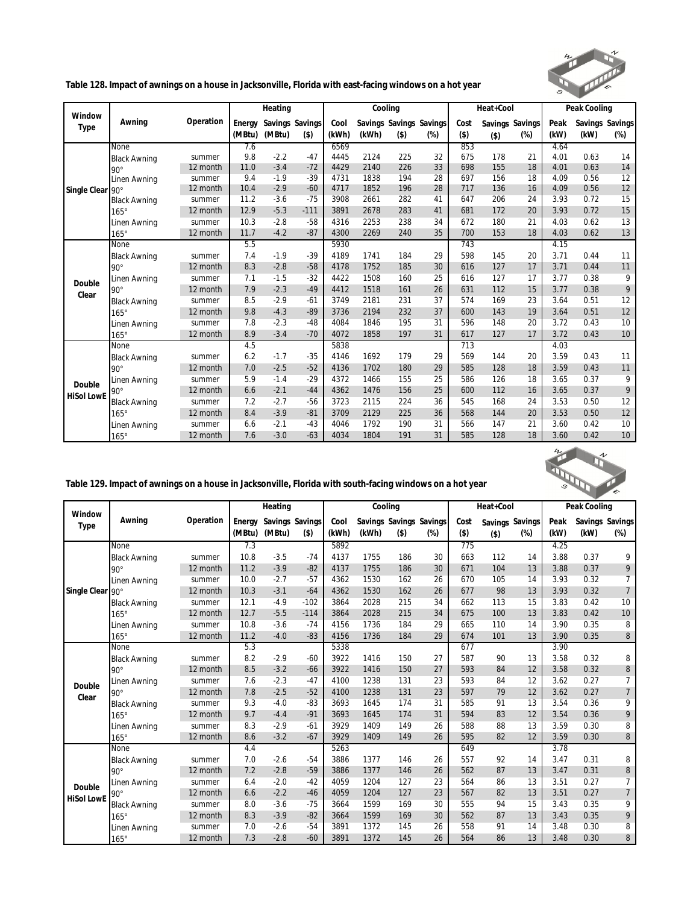**Table 128. Impact of awnings on a house in Jacksonville, Florida with east-facing windows on a hot year**

| Window Type | Awning | Operation | Heating | | | Cooling | | | | Heat+Cool | | | Peak Cooling | | |
|---|---|---|---|---|---|---|---|---|---|---|---|---|---|---|---|
| | | | Energy (MBtu) | Savings (MBtu) | Savings ($) | Cool (kWh) | Savings (kWh) | Savings ($) | Savings (%) | Cost ($) | Savings ($) | Savings (%) | Peak (kW) | Savings (kW) | Savings (%) |
| Single Clear | None | | 7.6 | | | 6569 | | | | 853 | | | 4.64 | | |
| | Black Awning 90° | summer | 9.8 | -2.2 | -47 | 4445 | 2124 | 225 | 32 | 675 | 178 | 21 | 4.01 | 0.63 | 14 |
| | | 12 month | 11.0 | -3.4 | -72 | 4429 | 2140 | 226 | 33 | 698 | 155 | 18 | 4.01 | 0.63 | 14 |
| | Linen Awning 90° | summer | 9.4 | -1.9 | -39 | 4731 | 1838 | 194 | 28 | 697 | 156 | 18 | 4.09 | 0.56 | 12 |
| | | 12 month | 10.4 | -2.9 | -60 | 4717 | 1852 | 196 | 28 | 717 | 136 | 16 | 4.09 | 0.56 | 12 |
| | Black Awning 165° | summer | 11.2 | -3.6 | -75 | 3908 | 2661 | 282 | 41 | 647 | 206 | 24 | 3.93 | 0.72 | 15 |
| | | 12 month | 12.9 | -5.3 | -111 | 3891 | 2678 | 283 | 41 | 681 | 172 | 20 | 3.93 | 0.72 | 15 |
| | Linen Awning 165° | summer | 10.3 | -2.8 | -58 | 4316 | 2253 | 238 | 34 | 672 | 180 | 21 | 4.03 | 0.62 | 13 |
| | | 12 month | 11.7 | -4.2 | -87 | 4300 | 2269 | 240 | 35 | 700 | 153 | 18 | 4.03 | 0.62 | 13 |
| Double Clear | None | | 5.5 | | | 5930 | | | | 743 | | | 4.15 | | |
| | Black Awning 90° | summer | 7.4 | -1.9 | -39 | 4189 | 1741 | 184 | 29 | 598 | 145 | 20 | 3.71 | 0.44 | 11 |
| | | 12 month | 8.3 | -2.8 | -58 | 4178 | 1752 | 185 | 30 | 616 | 127 | 17 | 3.71 | 0.44 | 11 |
| | Linen Awning 90° | summer | 7.1 | -1.5 | -32 | 4422 | 1508 | 160 | 25 | 616 | 127 | 17 | 3.77 | 0.38 | 9 |
| | | 12 month | 7.9 | -2.3 | -49 | 4412 | 1518 | 161 | 26 | 631 | 112 | 15 | 3.77 | 0.38 | 9 |
| | Black Awning 165° | summer | 8.5 | -2.9 | -61 | 3749 | 2181 | 231 | 37 | 574 | 169 | 23 | 3.64 | 0.51 | 12 |
| | | 12 month | 9.8 | -4.3 | -89 | 3736 | 2194 | 232 | 37 | 600 | 143 | 19 | 3.64 | 0.51 | 12 |
| | Linen Awning 165° | summer | 7.8 | -2.3 | -48 | 4084 | 1846 | 195 | 31 | 596 | 148 | 20 | 3.72 | 0.43 | 10 |
| | | 12 month | 8.9 | -3.4 | -70 | 4072 | 1858 | 197 | 31 | 617 | 127 | 17 | 3.72 | 0.43 | 10 |
| Double HiSol LowE | None | | 4.5 | | | 5838 | | | | 713 | | | 4.03 | | |
| | Black Awning 90° | summer | 6.2 | -1.7 | -35 | 4146 | 1692 | 179 | 29 | 569 | 144 | 20 | 3.59 | 0.43 | 11 |
| | | 12 month | 7.0 | -2.5 | -52 | 4136 | 1702 | 180 | 29 | 585 | 128 | 18 | 3.59 | 0.43 | 11 |
| | Linen Awning 90° | summer | 5.9 | -1.4 | -29 | 4372 | 1466 | 155 | 25 | 586 | 126 | 18 | 3.65 | 0.37 | 9 |
| | | 12 month | 6.6 | -2.1 | -44 | 4362 | 1476 | 156 | 25 | 600 | 112 | 16 | 3.65 | 0.37 | 9 |
| | Black Awning 165° | summer | 7.2 | -2.7 | -56 | 3723 | 2115 | 224 | 36 | 545 | 168 | 24 | 3.53 | 0.50 | 12 |
| | | 12 month | 8.4 | -3.9 | -81 | 3709 | 2129 | 225 | 36 | 568 | 144 | 20 | 3.53 | 0.50 | 12 |
| | Linen Awning 165° | summer | 6.6 | -2.1 | -43 | 4046 | 1792 | 190 | 31 | 566 | 147 | 21 | 3.60 | 0.42 | 10 |
| | | 12 month | 7.6 | -3.0 | -63 | 4034 | 1804 | 191 | 31 | 585 | 128 | 18 | 3.60 | 0.42 | 10 |

**Table 129. Impact of awnings on a house in Jacksonville, Florida with south-facing windows on a hot year**

| Window Type | Awning | Operation | Heating | | | Cooling | | | | Heat+Cool | | | Peak Cooling | | |
|---|---|---|---|---|---|---|---|---|---|---|---|---|---|---|---|
| | | | Energy (MBtu) | Savings (MBtu) | Savings ($) | Cool (kWh) | Savings (kWh) | Savings ($) | Savings (%) | Cost ($) | Savings ($) | Savings (%) | Peak (kW) | Savings (kW) | Savings (%) |
| Single Clear | None | | 7.3 | | | 5892 | | | | 775 | | | 4.25 | | |
| | Black Awning 90° | summer | 10.8 | -3.5 | -74 | 4137 | 1755 | 186 | 30 | 663 | 112 | 14 | 3.88 | 0.37 | 9 |
| | | 12 month | 11.2 | -3.9 | -82 | 4137 | 1755 | 186 | 30 | 671 | 104 | 13 | 3.88 | 0.37 | 9 |
| | Linen Awning 90° | summer | 10.0 | -2.7 | -57 | 4362 | 1530 | 162 | 26 | 670 | 105 | 14 | 3.93 | 0.32 | 7 |
| | | 12 month | 10.3 | -3.1 | -64 | 4362 | 1530 | 162 | 26 | 677 | 98 | 13 | 3.93 | 0.32 | 7 |
| | Black Awning 165° | summer | 12.1 | -4.9 | -102 | 3864 | 2028 | 215 | 34 | 662 | 113 | 15 | 3.83 | 0.42 | 10 |
| | | 12 month | 12.7 | -5.5 | -114 | 3864 | 2028 | 215 | 34 | 675 | 100 | 13 | 3.83 | 0.42 | 10 |
| | Linen Awning 165° | summer | 10.8 | -3.6 | -74 | 4156 | 1736 | 184 | 29 | 665 | 110 | 14 | 3.90 | 0.35 | 8 |
| | | 12 month | 11.2 | -4.0 | -83 | 4156 | 1736 | 184 | 29 | 674 | 101 | 13 | 3.90 | 0.35 | 8 |
| Double Clear | None | | 5.3 | | | 5338 | | | | 677 | | | 3.90 | | |
| | Black Awning 90° | summer | 8.2 | -2.9 | -60 | 3922 | 1416 | 150 | 27 | 587 | 90 | 13 | 3.58 | 0.32 | 8 |
| | | 12 month | 8.5 | -3.2 | -66 | 3922 | 1416 | 150 | 27 | 593 | 84 | 12 | 3.58 | 0.32 | 8 |
| | Linen Awning 90° | summer | 7.6 | -2.3 | -47 | 4100 | 1238 | 131 | 23 | 593 | 84 | 12 | 3.62 | 0.27 | 7 |
| | | 12 month | 7.8 | -2.5 | -52 | 4100 | 1238 | 131 | 23 | 597 | 79 | 12 | 3.62 | 0.27 | 7 |
| | Black Awning 165° | summer | 9.3 | -4.0 | -83 | 3693 | 1645 | 174 | 31 | 585 | 91 | 13 | 3.54 | 0.36 | 9 |
| | | 12 month | 9.7 | -4.4 | -91 | 3693 | 1645 | 174 | 31 | 594 | 83 | 12 | 3.54 | 0.36 | 9 |
| | Linen Awning 165° | summer | 8.3 | -2.9 | -61 | 3929 | 1409 | 149 | 26 | 588 | 88 | 13 | 3.59 | 0.30 | 8 |
| | | 12 month | 8.6 | -3.2 | -67 | 3929 | 1409 | 149 | 26 | 595 | 82 | 12 | 3.59 | 0.30 | 8 |
| Double HiSol LowE | None | | 4.4 | | | 5263 | | | | 649 | | | 3.78 | | |
| | Black Awning 90° | summer | 7.0 | -2.6 | -54 | 3886 | 1377 | 146 | 26 | 557 | 92 | 14 | 3.47 | 0.31 | 8 |
| | | 12 month | 7.2 | -2.8 | -59 | 3886 | 1377 | 146 | 26 | 562 | 87 | 13 | 3.47 | 0.31 | 8 |
| | Linen Awning 90° | summer | 6.4 | -2.0 | -42 | 4059 | 1204 | 127 | 23 | 564 | 86 | 13 | 3.51 | 0.27 | 7 |
| | | 12 month | 6.6 | -2.2 | -46 | 4059 | 1204 | 127 | 23 | 567 | 82 | 13 | 3.51 | 0.27 | 7 |
| | Black Awning 165° | summer | 8.0 | -3.6 | -75 | 3664 | 1599 | 169 | 30 | 555 | 94 | 15 | 3.43 | 0.35 | 9 |
| | | 12 month | 8.3 | -3.9 | -82 | 3664 | 1599 | 169 | 30 | 562 | 87 | 13 | 3.43 | 0.35 | 9 |
| | Linen Awning 165° | summer | 7.0 | -2.6 | -54 | 3891 | 1372 | 145 | 26 | 558 | 91 | 14 | 3.48 | 0.30 | 8 |
| | | 12 month | 7.3 | -2.8 | -60 | 3891 | 1372 | 145 | 26 | 564 | 86 | 13 | 3.48 | 0.30 | 8 |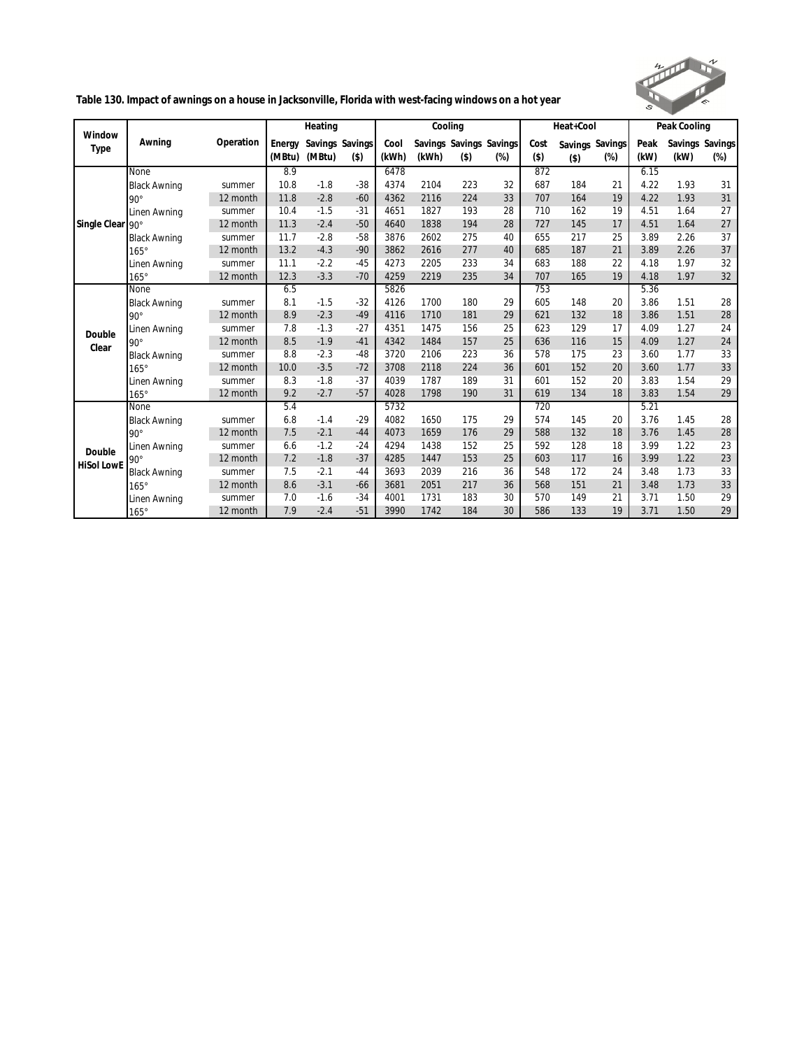**Table 130. Impact of awnings on a house in Jacksonville, Florida with west-facing windows on a hot year**

| Window Type | Awning | Operation | Heating | | | Cooling | | | | Heat+Cool | | | Peak Cooling | | |
|---|---|---|---|---|---|---|---|---|---|---|---|---|---|---|---|
| | | | Energy (MBtu) | Savings (MBtu) | Savings ($) | Cool (kWh) | Savings (kWh) | Savings ($) | Savings (%) | Cost ($) | Savings ($) | Savings (%) | Peak (kW) | Savings (kW) | Savings (%) |
| Single Clear | None | | 8.9 | | | 6478 | | | | 872 | | | 6.15 | | |
| | Black Awning 90° | summer | 10.8 | -1.8 | -38 | 4374 | 2104 | 223 | 32 | 687 | 184 | 21 | 4.22 | 1.93 | 31 |
| | | 12 month | 11.8 | -2.8 | -60 | 4362 | 2116 | 224 | 33 | 707 | 164 | 19 | 4.22 | 1.93 | 31 |
| | Linen Awning 90° | summer | 10.4 | -1.5 | -31 | 4651 | 1827 | 193 | 28 | 710 | 162 | 19 | 4.51 | 1.64 | 27 |
| | | 12 month | 11.3 | -2.4 | -50 | 4640 | 1838 | 194 | 28 | 727 | 145 | 17 | 4.51 | 1.64 | 27 |
| | Black Awning 165° | summer | 11.7 | -2.8 | -58 | 3876 | 2602 | 275 | 40 | 655 | 217 | 25 | 3.89 | 2.26 | 37 |
| | | 12 month | 13.2 | -4.3 | -90 | 3862 | 2616 | 277 | 40 | 685 | 187 | 21 | 3.89 | 2.26 | 37 |
| | Linen Awning 165° | summer | 11.1 | -2.2 | -45 | 4273 | 2205 | 233 | 34 | 683 | 188 | 22 | 4.18 | 1.97 | 32 |
| | | 12 month | 12.3 | -3.3 | -70 | 4259 | 2219 | 235 | 34 | 707 | 165 | 19 | 4.18 | 1.97 | 32 |
| Double Clear | None | | 6.5 | | | 5826 | | | | 753 | | | 5.36 | | |
| | Black Awning 90° | summer | 8.1 | -1.5 | -32 | 4126 | 1700 | 180 | 29 | 605 | 148 | 20 | 3.86 | 1.51 | 28 |
| | | 12 month | 8.9 | -2.3 | -49 | 4116 | 1710 | 181 | 29 | 621 | 132 | 18 | 3.86 | 1.51 | 28 |
| | Linen Awning 90° | summer | 7.8 | -1.3 | -27 | 4351 | 1475 | 156 | 25 | 623 | 129 | 17 | 4.09 | 1.27 | 24 |
| | | 12 month | 8.5 | -1.9 | -41 | 4342 | 1484 | 157 | 25 | 636 | 116 | 15 | 4.09 | 1.27 | 24 |
| | Black Awning 165° | summer | 8.8 | -2.3 | -48 | 3720 | 2106 | 223 | 36 | 578 | 175 | 23 | 3.60 | 1.77 | 33 |
| | | 12 month | 10.0 | -3.5 | -72 | 3708 | 2118 | 224 | 36 | 601 | 152 | 20 | 3.60 | 1.77 | 33 |
| | Linen Awning 165° | summer | 8.3 | -1.8 | -37 | 4039 | 1787 | 189 | 31 | 601 | 152 | 20 | 3.83 | 1.54 | 29 |
| | | 12 month | 9.2 | -2.7 | -57 | 4028 | 1798 | 190 | 31 | 619 | 134 | 18 | 3.83 | 1.54 | 29 |
| Double HiSol LowE | None | | 5.4 | | | 5732 | | | | 720 | | | 5.21 | | |
| | Black Awning 90° | summer | 6.8 | -1.4 | -29 | 4082 | 1650 | 175 | 29 | 574 | 145 | 20 | 3.76 | 1.45 | 28 |
| | | 12 month | 7.5 | -2.1 | -44 | 4073 | 1659 | 176 | 29 | 588 | 132 | 18 | 3.76 | 1.45 | 28 |
| | Linen Awning 90° | summer | 6.6 | -1.2 | -24 | 4294 | 1438 | 152 | 25 | 592 | 128 | 18 | 3.99 | 1.22 | 23 |
| | | 12 month | 7.2 | -1.8 | -37 | 4285 | 1447 | 153 | 25 | 603 | 117 | 16 | 3.99 | 1.22 | 23 |
| | Black Awning 165° | summer | 7.5 | -2.1 | -44 | 3693 | 2039 | 216 | 36 | 548 | 172 | 24 | 3.48 | 1.73 | 33 |
| | | 12 month | 8.6 | -3.1 | -66 | 3681 | 2051 | 217 | 36 | 568 | 151 | 21 | 3.48 | 1.73 | 33 |
| | Linen Awning 165° | summer | 7.0 | -1.6 | -34 | 4001 | 1731 | 183 | 30 | 570 | 149 | 21 | 3.71 | 1.50 | 29 |
| | | 12 month | 7.9 | -2.4 | -51 | 3990 | 1742 | 184 | 30 | 586 | 133 | 19 | 3.71 | 1.50 | 29 |